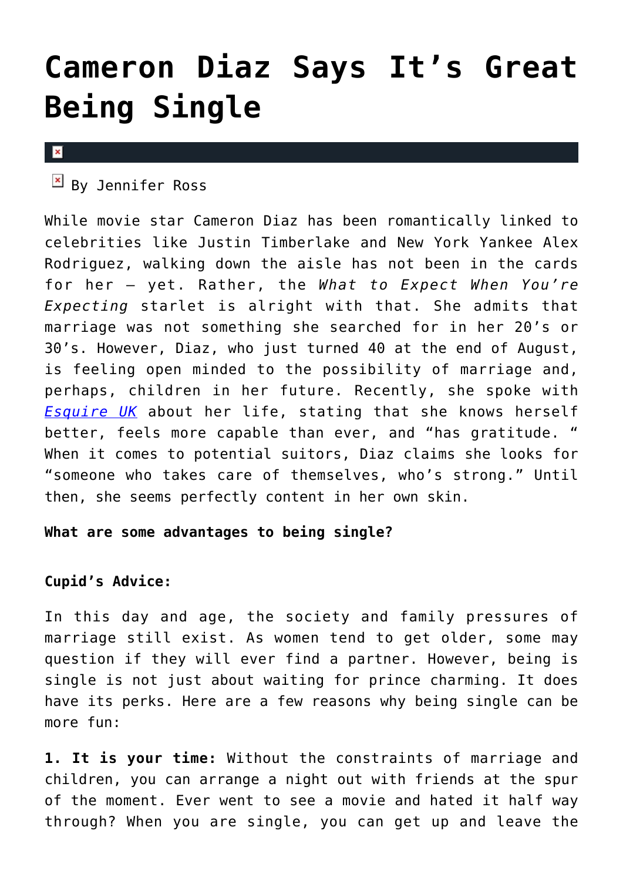# Cameron Diaz Says It's Great Being Single

By Jennifer Ross

While movie star Cameron Diaz has been romantically linked to celebrities like Justin Timberlake and New York Yankee Alex Rodriguez, walking down the aisle has not been in the cards for her – yet. Rather, the *What to Expect When You're Expecting* starlet is alright with that. She admits that marriage was not something she searched for in her 20's or 30's. However, Diaz, who just turned 40 at the end of August, is feeling open minded to the possibility of marriage and, perhaps, children in her future. Recently, she spoke with *Esquire UK* about her life, stating that she knows herself better, feels more capable than ever, and "has gratitude. " When it comes to potential suitors, Diaz claims she looks for "someone who takes care of themselves, who's strong." Until then, she seems perfectly content in her own skin.

**What are some advantages to being single?**

**Cupid's Advice:**

In this day and age, the society and family pressures of marriage still exist. As women tend to get older, some may question if they will ever find a partner. However, being is single is not just about waiting for prince charming. It does have its perks. Here are a few reasons why being single can be more fun:

**1. It is your time:** Without the constraints of marriage and children, you can arrange a night out with friends at the spur of the moment. Ever went to see a movie and hated it half way through? When you are single, you can get up and leave the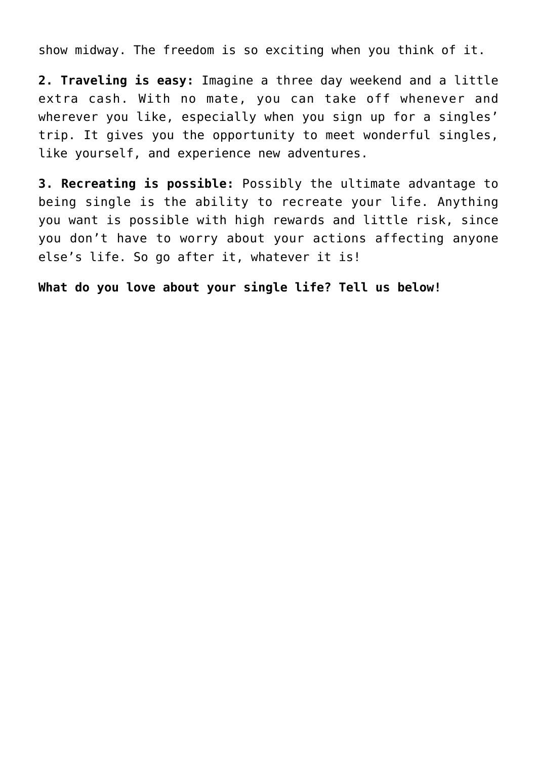show midway. The freedom is so exciting when you think of it.

**2. Traveling is easy:** Imagine a three day weekend and a little extra cash. With no mate, you can take off whenever and wherever you like, especially when you sign up for a singles' trip. It gives you the opportunity to meet wonderful singles, like yourself, and experience new adventures.

**3. Recreating is possible:** Possibly the ultimate advantage to being single is the ability to recreate your life. Anything you want is possible with high rewards and little risk, since you don't have to worry about your actions affecting anyone else's life. So go after it, whatever it is!

**What do you love about your single life? Tell us below!**